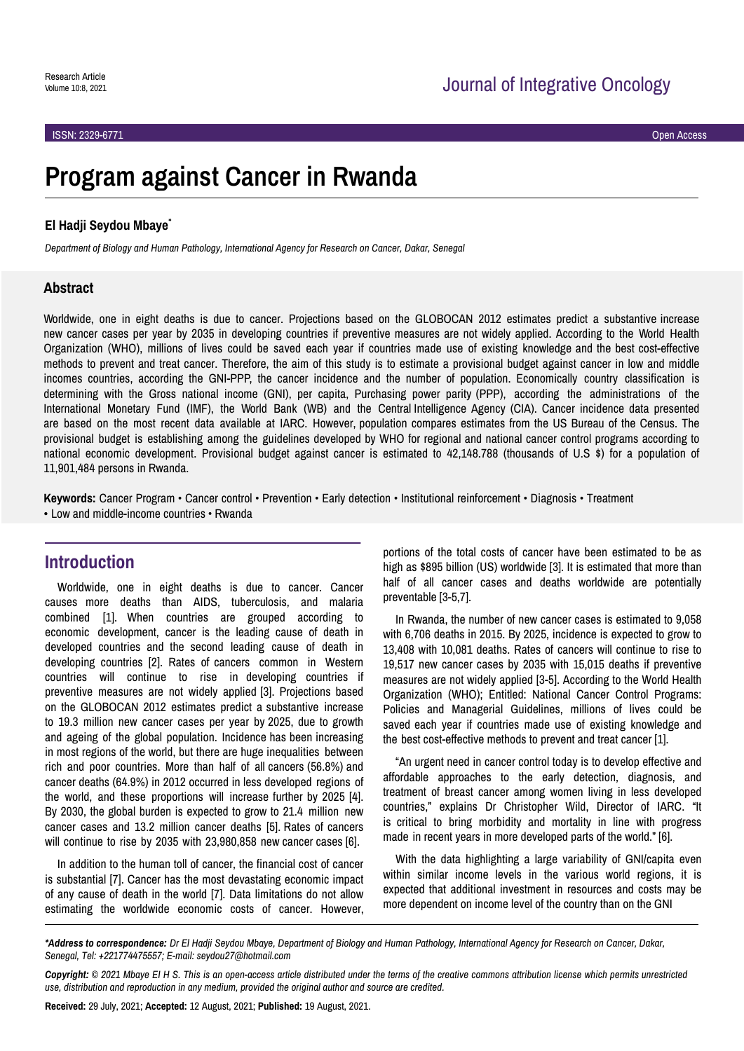Research Article

# Program against Cancer in Rwanda

**El Hadji Seydou Mbaye***

*Department of Biology and Human Pathology, International Agency for Research on Cancer, Dakar, Senegal*

## Abstract

Worldwide, one in eight deaths is due to cancer. Projections based on the GLOBOCAN 2012 estimates predict a substantive increase new cancer cases per year by 2035 in developing countries if preventive measures are not widely applied. According to the World Health Organization (WHO), millions of lives could be saved each year if countries made use of existing knowledge and the best cost-effective methods to prevent and treat cancer. Therefore, the aim of this study is to estimate a provisional budget against cancer in low and middle incomes countries, according the GNI-PPP, the cancer incidence and the number of population. Economically country classification is determining with the Gross national income (GNI), per capita, Purchasing power parity (PPP), according the administrations of the International Monetary Fund (IMF), the World Bank (WB) and the Central Intelligence Agency (CIA). Cancer incidence data presented are based on the most recent data available at IARC. However, population compares estimates from the US Bureau of the Census. The provisional budget is establishing among the guidelines developed by WHO for regional and national cancer control programs according to national economic development. Provisional budget against cancer is estimated to 42,148.788 (thousands of U.S $) for a population of 11,901,484 persons in Rwanda.

**Keywords:** Cancer Program • Cancer control • Prevention • Early detection • Institutional reinforcement • Diagnosis • Treatment • Low and middle-income countries • Rwanda

## Introduction

Worldwide, one in eight deaths is due to cancer. Cancer causes more deaths than AIDS, tuberculosis, and malaria combined [1]. When countries are grouped according to economic development, cancer is the leading cause of death in developed countries and the second leading cause of death in developing countries [2]. Rates of cancers common in Western countries will continue to rise in developing countries if preventive measures are not widely applied [3]. Projections based on the GLOBOCAN 2012 estimates predict a substantive increase to 19.3 million new cancer cases per year by 2025, due to growth and ageing of the global population. Incidence has been increasing in most regions of the world, but there are huge inequalities between rich and poor countries. More than half of all cancers (56.8%) and cancer deaths (64.9%) in 2012 occurred in less developed regions of the world, and these proportions will increase further by 2025 [4]. By 2030, the global burden is expected to grow to 21.4 million new cancer cases and 13.2 million cancer deaths [5]. Rates of cancers will continue to rise by 2035 with 23,980,858 new cancer cases [6].

In addition to the human toll of cancer, the financial cost of cancer is substantial [7]. Cancer has the most devastating economic impact of any cause of death in the world [7]. Data limitations do not allow estimating the worldwide economic costs of cancer. However, portions of the total costs of cancer have been estimated to be as high as $895 billion (US) worldwide [3]. It is estimated that more than half of all cancer cases and deaths worldwide are potentially preventable [3-5,7].

In Rwanda, the number of new cancer cases is estimated to 9,058 with 6,706 deaths in 2015. By 2025, incidence is expected to grow to 13,408 with 10,081 deaths. Rates of cancers will continue to rise to 19,517 new cancer cases by 2035 with 15,015 deaths if preventive measures are not widely applied [3-5]. According to the World Health Organization (WHO); Entitled: National Cancer Control Programs: Policies and Managerial Guidelines, millions of lives could be saved each year if countries made use of existing knowledge and the best cost-effective methods to prevent and treat cancer [1].

"An urgent need in cancer control today is to develop effective and affordable approaches to the early detection, diagnosis, and treatment of breast cancer among women living in less developed countries," explains Dr Christopher Wild, Director of IARC. "It is critical to bring morbidity and mortality in line with progress made in recent years in more developed parts of the world." [6].

With the data highlighting a large variability of GNI/capita even within similar income levels in the various world regions, it is expected that additional investment in resources and costs may be more dependent on income level of the country than on the GNI

***Address to correspondence:*** *Dr El Hadji Seydou Mbaye, Department of Biology and Human Pathology, International Agency for Research on Cancer, Dakar, Senegal, Tel: +221774475557; E-mail: seydou27@hotmail.com*

***Copyright:*** *© 2021 Mbaye El H S. This is an open-access article distributed under the terms of the creative commons attribution license which permits unrestricted use, distribution and reproduction in any medium, provided the original author and source are credited.*

**Received:** 29 July, 2021; **Accepted:** 12 August, 2021; **Published:** 19 August, 2021.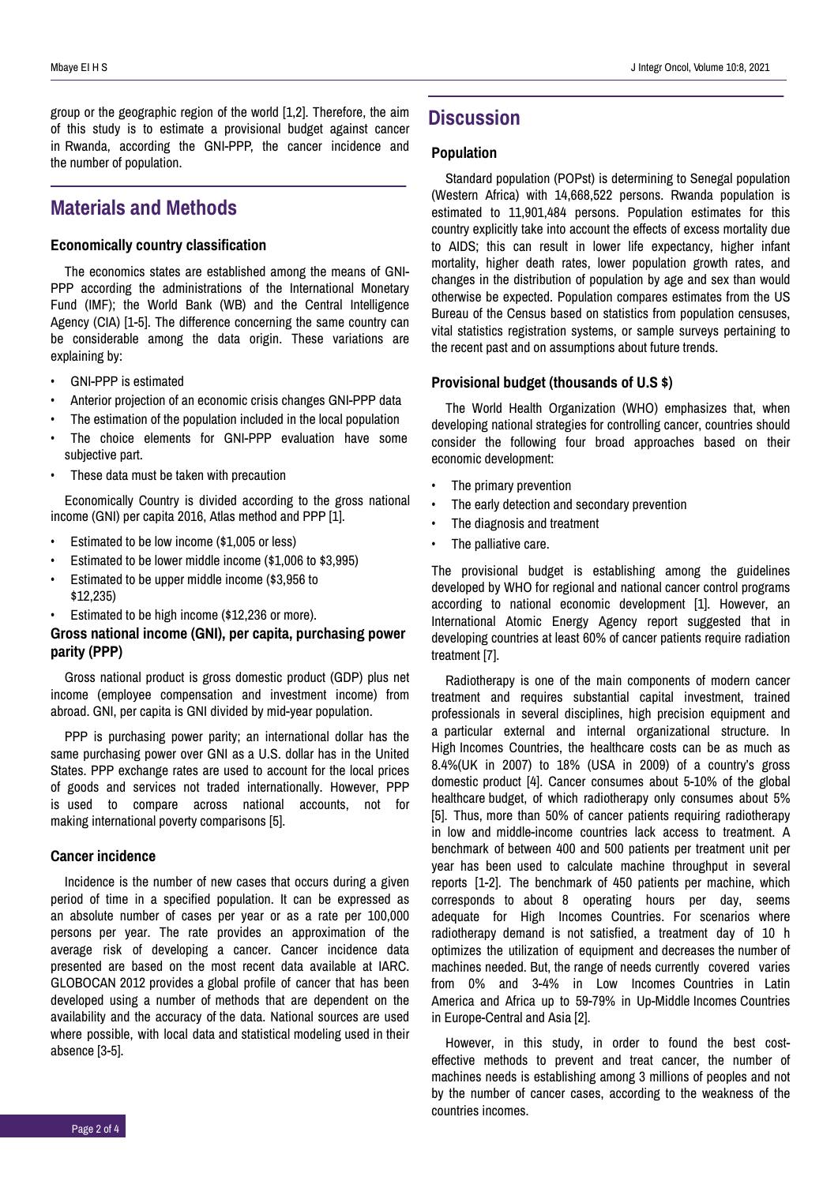group or the geographic region of the world [1,2]. Therefore, the aim of this study is to estimate a provisional budget against cancer in Rwanda, according the GNI-PPP, the cancer incidence and the number of population.

## Materials and Methods

### Economically country classification

The economics states are established among the means of GNI-PPP according the administrations of the International Monetary Fund (IMF); the World Bank (WB) and the Central Intelligence Agency (CIA) [1-5]. The difference concerning the same country can be considerable among the data origin. These variations are explaining by:

- GNI-PPP is estimated
- Anterior projection of an economic crisis changes GNI-PPP data
- The estimation of the population included in the local population
- The choice elements for GNI-PPP evaluation have some subjective part.
- These data must be taken with precaution

Economically Country is divided according to the gross national income (GNI) per capita 2016, Atlas method and PPP [1].

- Estimated to be low income ($1,005 or less)
- Estimated to be lower middle income ($1,006 to $3,995)
- Estimated to be upper middle income ($3,956 to $12,235)
- Estimated to be high income ($12,236 or more).

### Gross national income (GNI), per capita, purchasing power parity (PPP)

Gross national product is gross domestic product (GDP) plus net income (employee compensation and investment income) from abroad. GNI, per capita is GNI divided by mid-year population.

PPP is purchasing power parity; an international dollar has the same purchasing power over GNI as a U.S. dollar has in the United States. PPP exchange rates are used to account for the local prices of goods and services not traded internationally. However, PPP is used to compare across national accounts, not for making international poverty comparisons [5].

### Cancer incidence

Incidence is the number of new cases that occurs during a given period of time in a specified population. It can be expressed as an absolute number of cases per year or as a rate per 100,000 persons per year. The rate provides an approximation of the average risk of developing a cancer. Cancer incidence data presented are based on the most recent data available at IARC. GLOBOCAN 2012 provides a global profile of cancer that has been developed using a number of methods that are dependent on the availability and the accuracy of the data. National sources are used where possible, with local data and statistical modeling used in their absence [3-5].

## Discussion

### Population

Standard population (POPst) is determining to Senegal population (Western Africa) with 14,668,522 persons. Rwanda population is estimated to 11,901,484 persons. Population estimates for this country explicitly take into account the effects of excess mortality due to AIDS; this can result in lower life expectancy, higher infant mortality, higher death rates, lower population growth rates, and changes in the distribution of population by age and sex than would otherwise be expected. Population compares estimates from the US Bureau of the Census based on statistics from population censuses, vital statistics registration systems, or sample surveys pertaining to the recent past and on assumptions about future trends.

### Provisional budget (thousands of U.S $)

The World Health Organization (WHO) emphasizes that, when developing national strategies for controlling cancer, countries should consider the following four broad approaches based on their economic development:

- The primary prevention
- The early detection and secondary prevention
- The diagnosis and treatment
- The palliative care.

The provisional budget is establishing among the guidelines developed by WHO for regional and national cancer control programs according to national economic development [1]. However, an International Atomic Energy Agency report suggested that in developing countries at least 60% of cancer patients require radiation treatment [7].

Radiotherapy is one of the main components of modern cancer treatment and requires substantial capital investment, trained professionals in several disciplines, high precision equipment and a particular external and internal organizational structure. In High Incomes Countries, the healthcare costs can be as much as 8.4%(UK in 2007) to 18% (USA in 2009) of a country's gross domestic product [4]. Cancer consumes about 5-10% of the global healthcare budget, of which radiotherapy only consumes about 5% [5]. Thus, more than 50% of cancer patients requiring radiotherapy in low and middle-income countries lack access to treatment. A benchmark of between 400 and 500 patients per treatment unit per year has been used to calculate machine throughput in several reports [1-2]. The benchmark of 450 patients per machine, which corresponds to about 8 operating hours per day, seems adequate for High Incomes Countries. For scenarios where radiotherapy demand is not satisfied, a treatment day of 10 h optimizes the utilization of equipment and decreases the number of machines needed. But, the range of needs currently covered varies from 0% and 3-4% in Low Incomes Countries in Latin America and Africa up to 59-79% in Up-Middle Incomes Countries in Europe-Central and Asia [2].

However, in this study, in order to found the best cost-effective methods to prevent and treat cancer, the number of machines needs is establishing among 3 millions of peoples and not by the number of cancer cases, according to the weakness of the countries incomes.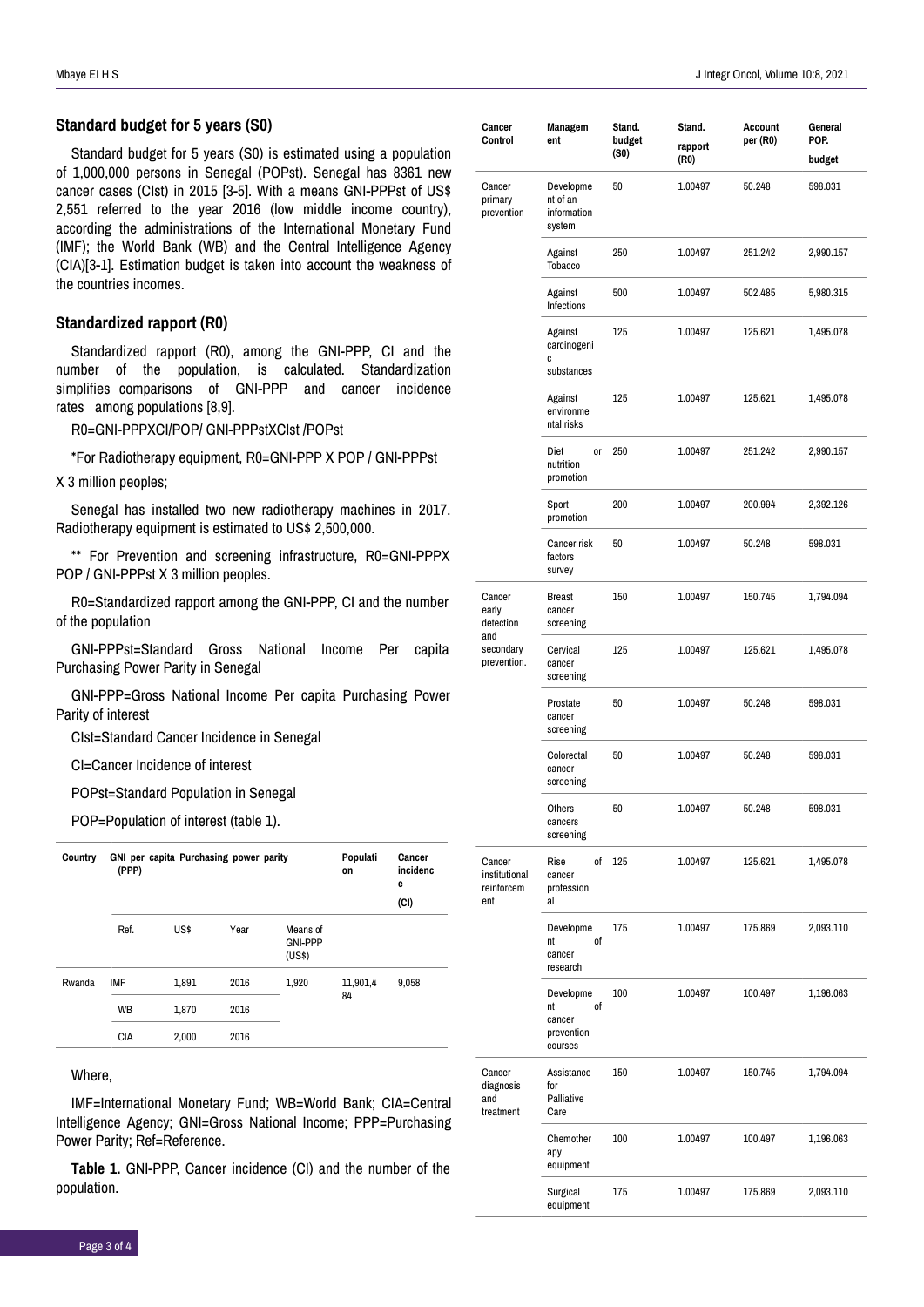### Standard budget for 5 years (S0)

Standard budget for 5 years (S0) is estimated using a population of 1,000,000 persons in Senegal (POPst). Senegal has 8361 new cancer cases (CIst) in 2015 [3-5]. With a means GNI-PPPst of US$ 2,551 referred to the year 2016 (low middle income country), according the administrations of the International Monetary Fund (IMF); the World Bank (WB) and the Central Intelligence Agency (CIA)[3-1]. Estimation budget is taken into account the weakness of the countries incomes.

### Standardized rapport (R0)

Standardized rapport (R0), among the GNI-PPP, CI and the number of the population, is calculated. Standardization simplifies comparisons of GNI-PPP and cancer incidence rates among populations [8,9].

R0=GNI-PPPXCI/POP/ GNI-PPPstXCIst /POPst

*For Radiotherapy equipment, R0=GNI-PPP X POP / GNI-PPPst X 3 million peoples;

Senegal has installed two new radiotherapy machines in 2017. Radiotherapy equipment is estimated to US$ 2,500,000.

** For Prevention and screening infrastructure, R0=GNI-PPPX POP / GNI-PPPst X 3 million peoples.

R0=Standardized rapport among the GNI-PPP, CI and the number of the population

GNI-PPPst=Standard Gross National Income Per capita Purchasing Power Parity in Senegal

GNI-PPP=Gross National Income Per capita Purchasing Power Parity of interest

CIst=Standard Cancer Incidence in Senegal

CI=Cancer Incidence of interest

POPst=Standard Population in Senegal

POP=Population of interest (table 1).

| Country | GNI per capita Purchasing power parity (PPP) | | | | Population | Cancer incidence (CI) |
|---|---|---|---|---|---|---|
| | Ref. | US$ | Year | Means of GNI-PPP (US$) | | |
| Rwanda | IMF | 1,891 | 2016 | 1,920 | 11,901,484 | 9,058 |
| | WB | 1,870 | 2016 | | | |
| | CIA | 2,000 | 2016 | | | |

Where,

IMF=International Monetary Fund; WB=World Bank; CIA=Central Intelligence Agency; GNI=Gross National Income; PPP=Purchasing Power Parity; Ref=Reference.

**Table 1.** GNI-PPP, Cancer incidence (CI) and the number of the population.

| Cancer Control | Management | Stand. budget (S0) | Stand. rapport (R0) | Account per (R0) | General POP. budget |
|---|---|---|---|---|---|
| Cancer primary prevention | Development of an information system | 50 | 1.00497 | 50.248 | 598.031 |
| | Against Tobacco | 250 | 1.00497 | 251.242 | 2,990.157 |
| | Against Infections | 500 | 1.00497 | 502.485 | 5,980.315 |
| | Against carcinogenic substances | 125 | 1.00497 | 125.621 | 1,495.078 |
| | Against environmental risks | 125 | 1.00497 | 125.621 | 1,495.078 |
| | Diet or nutrition promotion | 250 | 1.00497 | 251.242 | 2,990.157 |
| | Sport promotion | 200 | 1.00497 | 200.994 | 2,392.126 |
| | Cancer risk factors survey | 50 | 1.00497 | 50.248 | 598.031 |
| Cancer early detection and secondary prevention. | Breast cancer screening | 150 | 1.00497 | 150.745 | 1,794.094 |
| | Cervical cancer screening | 125 | 1.00497 | 125.621 | 1,495.078 |
| | Prostate cancer screening | 50 | 1.00497 | 50.248 | 598.031 |
| | Colorectal cancer screening | 50 | 1.00497 | 50.248 | 598.031 |
| | Others cancers screening | 50 | 1.00497 | 50.248 | 598.031 |
| Cancer institutional reinforcement | Rise of cancer professional | 125 | 1.00497 | 125.621 | 1,495.078 |
| | Development of cancer research | 175 | 1.00497 | 175.869 | 2,093.110 |
| | Development of cancer prevention courses | 100 | 1.00497 | 100.497 | 1,196.063 |
| Cancer diagnosis and treatment | Assistance for Palliative Care | 150 | 1.00497 | 150.745 | 1,794.094 |
| | Chemotherapy equipment | 100 | 1.00497 | 100.497 | 1,196.063 |
| | Surgical equipment | 175 | 1.00497 | 175.869 | 2,093.110 |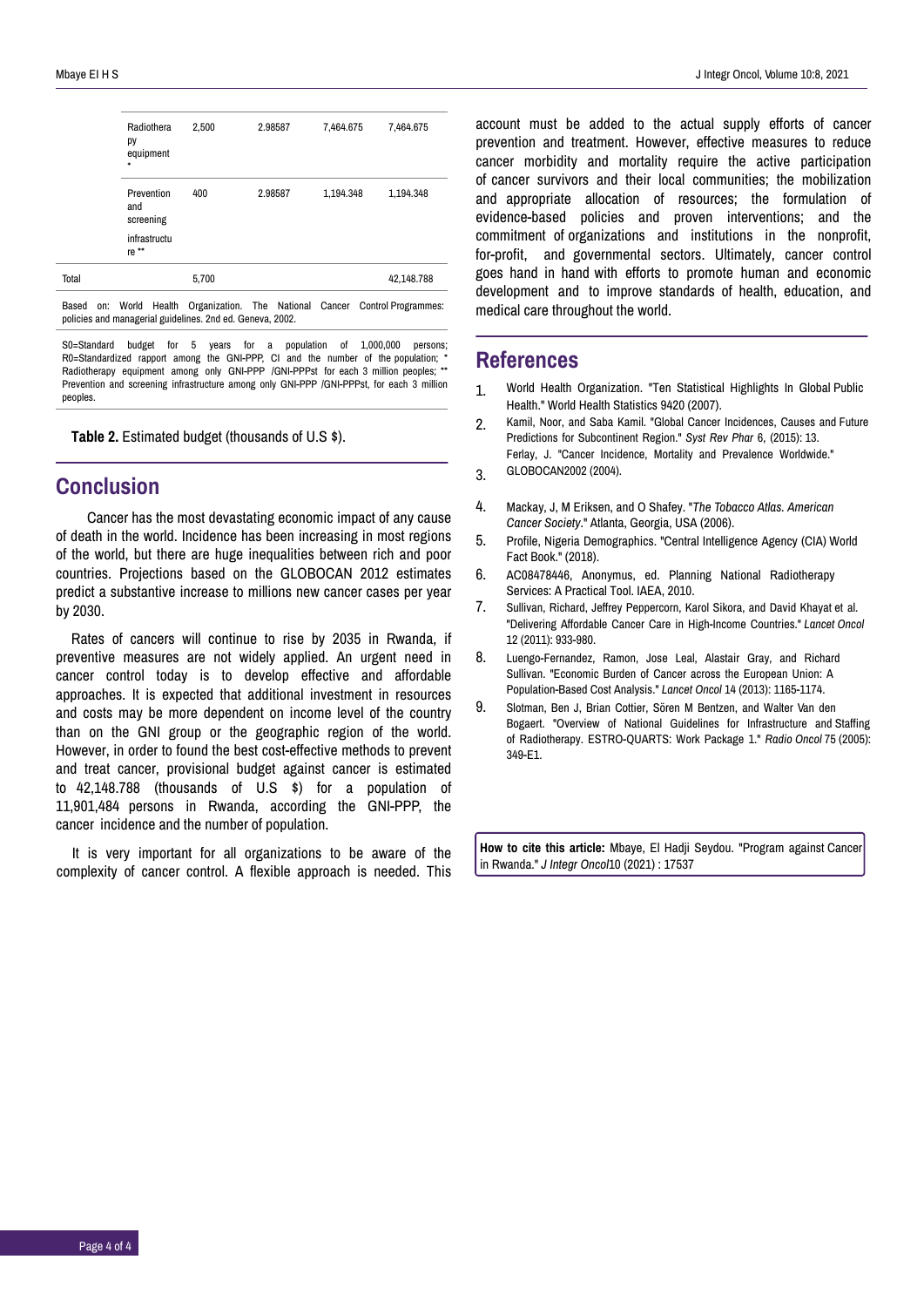| | | | | |
|---|---|---|---|---|
| Radiotherapy equipment * | 2,500 | 2.98587 | 7,464.675 | 7,464.675 |
| Prevention and screening infrastructure ** | 400 | 2.98587 | 1,194.348 | 1,194.348 |
| Total | 5,700 | | | 42,148.788 |

Based on: World Health Organization. The National Cancer Control Programmes: policies and managerial guidelines. 2nd ed. Geneva, 2002.

S0=Standard budget for 5 years for a population of 1,000,000 persons; R0=Standardized rapport among the GNI-PPP, CI and the number of the population; * Radiotherapy equipment among only GNI-PPP /GNI-PPPst for each 3 million peoples; ** Prevention and screening infrastructure among only GNI-PPP /GNI-PPPst, for each 3 million peoples.

**Table 2.** Estimated budget (thousands of U.S $).

## Conclusion

Cancer has the most devastating economic impact of any cause of death in the world. Incidence has been increasing in most regions of the world, but there are huge inequalities between rich and poor countries. Projections based on the GLOBOCAN 2012 estimates predict a substantive increase to millions new cancer cases per year by 2030.

Rates of cancers will continue to rise by 2035 in Rwanda, if preventive measures are not widely applied. An urgent need in cancer control today is to develop effective and affordable approaches. It is expected that additional investment in resources and costs may be more dependent on income level of the country than on the GNI group or the geographic region of the world. However, in order to found the best cost-effective methods to prevent and treat cancer, provisional budget against cancer is estimated to 42,148.788 (thousands of U.S $) for a population of 11,901,484 persons in Rwanda, according the GNI-PPP, the cancer incidence and the number of population.

It is very important for all organizations to be aware of the complexity of cancer control. A flexible approach is needed. This account must be added to the actual supply efforts of cancer prevention and treatment. However, effective measures to reduce cancer morbidity and mortality require the active participation of cancer survivors and their local communities; the mobilization and appropriate allocation of resources; the formulation of evidence-based policies and proven interventions; and the commitment of organizations and institutions in the nonprofit, for-profit, and governmental sectors. Ultimately, cancer control goes hand in hand with efforts to promote human and economic development and to improve standards of health, education, and medical care throughout the world.

## References

1. World Health Organization. "Ten Statistical Highlights In Global Public Health." World Health Statistics 9420 (2007).
2. Kamil, Noor, and Saba Kamil. "Global Cancer Incidences, Causes and Future Predictions for Subcontinent Region." *Syst Rev Phar* 6, (2015): 13.
3. Ferlay, J. "Cancer Incidence, Mortality and Prevalence Worldwide." GLOBOCAN2002 (2004).
4. Mackay, J, M Eriksen, and O Shafey. "*The Tobacco Atlas. American Cancer Society*." Atlanta, Georgia, USA (2006).
5. Profile, Nigeria Demographics. "Central Intelligence Agency (CIA) World Fact Book." (2018).
6. AC08478446, Anonymus, ed. Planning National Radiotherapy Services: A Practical Tool. IAEA, 2010.
7. Sullivan, Richard, Jeffrey Peppercorn, Karol Sikora, and David Khayat et al. "Delivering Affordable Cancer Care in High-Income Countries." *Lancet Oncol* 12 (2011): 933-980.
8. Luengo-Fernandez, Ramon, Jose Leal, Alastair Gray, and Richard Sullivan. "Economic Burden of Cancer across the European Union: A Population-Based Cost Analysis." *Lancet Oncol* 14 (2013): 1165-1174.
9. Slotman, Ben J, Brian Cottier, Sören M Bentzen, and Walter Van den Bogaert. "Overview of National Guidelines for Infrastructure and Staffing of Radiotherapy. ESTRO-QUARTS: Work Package 1." *Radio Oncol* 75 (2005): 349-E1.

**How to cite this article:** Mbaye, El Hadji Seydou. "Program against Cancer in Rwanda." *J Integr Oncol*10 (2021) : 17537